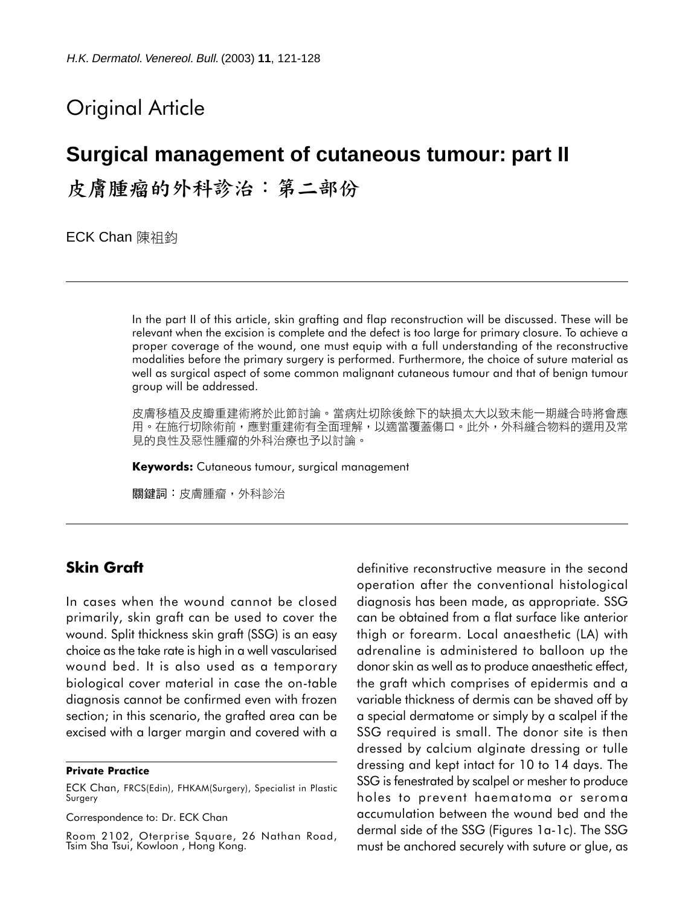Original Article

# Surgical management of cutaneous tumour: part II

# 皮膚腫瘤的外科診治：第二部份

ECK Chan 陳祖鈞

In the part II of this article, skin grafting and flap reconstruction will be discussed. These will be relevant when the excision is complete and the defect is too large for primary closure. To achieve a proper coverage of the wound, one must equip with a full understanding of the reconstructive modalities before the primary surgery is performed. Furthermore, the choice of suture material as well as surgical aspect of some common malignant cutaneous tumour and that of benign tumour group will be addressed.

皮膚移植及皮瓣重建術將於此節討論。當病灶切除後餘下的缺損太大以致未能一期縫合時將會應用。在施行切除術前，應對重建術有全面理解，以適當覆蓋傷口。此外，外科縫合物料的選用及常見的良性及惡性腫瘤的外科治療也予以討論。

**Keywords:** Cutaneous tumour, surgical management

**關鍵詞**：皮膚腫瘤，外科診治

## Skin Graft

In cases when the wound cannot be closed primarily, skin graft can be used to cover the wound. Split thickness skin graft (SSG) is an easy choice as the take rate is high in a well vascularised wound bed. It is also used as a temporary biological cover material in case the on-table diagnosis cannot be confirmed even with frozen section; in this scenario, the grafted area can be excised with a larger margin and covered with a definitive reconstructive measure in the second operation after the conventional histological diagnosis has been made, as appropriate. SSG can be obtained from a flat surface like anterior thigh or forearm. Local anaesthetic (LA) with adrenaline is administered to balloon up the donor skin as well as to produce anaesthetic effect, the graft which comprises of epidermis and a variable thickness of dermis can be shaved off by a special dermatome or simply by a scalpel if the SSG required is small. The donor site is then dressed by calcium alginate dressing or tulle dressing and kept intact for 10 to 14 days. The SSG is fenestrated by scalpel or mesher to produce holes to prevent haematoma or seroma accumulation between the wound bed and the dermal side of the SSG (Figures 1a-1c). The SSG must be anchored securely with suture or glue, as

**Private Practice**

ECK Chan, FRCS(Edin), FHKAM(Surgery), Specialist in Plastic Surgery

Correspondence to: Dr. ECK Chan

Room 2102, Oterprise Square, 26 Nathan Road, Tsim Sha Tsui, Kowloon , Hong Kong.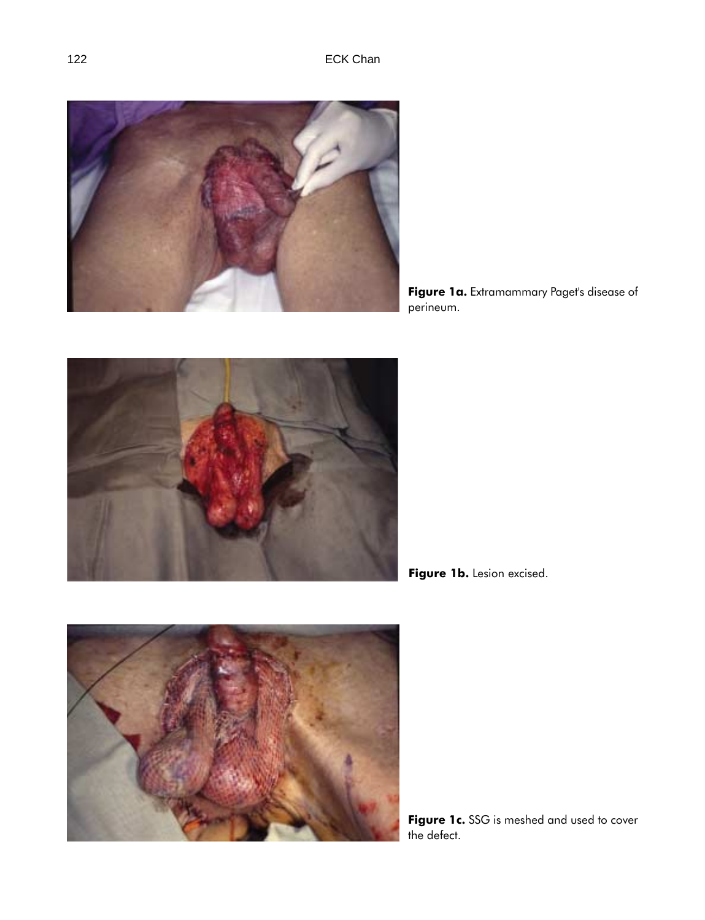**Figure 1a.** Extramammary Paget's disease of perineum.

**Figure 1b.** Lesion excised.

**Figure 1c.** SSG is meshed and used to cover the defect.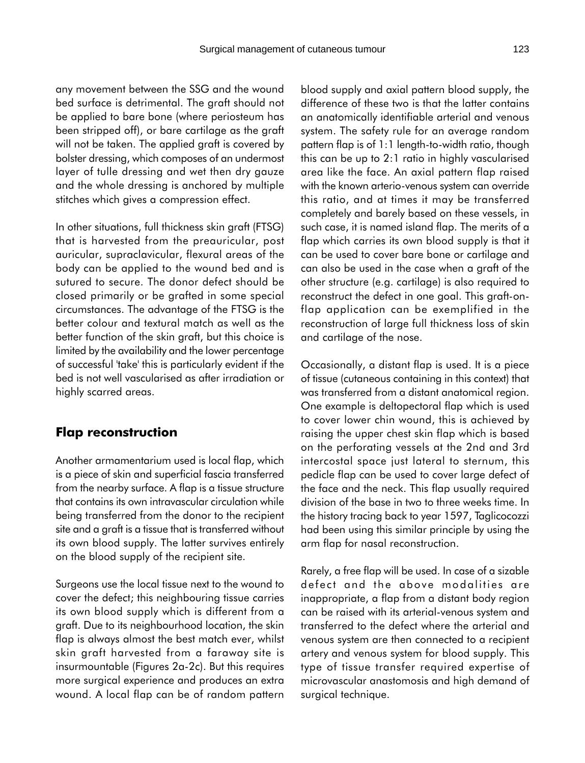any movement between the SSG and the wound bed surface is detrimental. The graft should not be applied to bare bone (where periosteum has been stripped off), or bare cartilage as the graft will not be taken. The applied graft is covered by bolster dressing, which composes of an undermost layer of tulle dressing and wet then dry gauze and the whole dressing is anchored by multiple stitches which gives a compression effect.

In other situations, full thickness skin graft (FTSG) that is harvested from the preauricular, post auricular, supraclavicular, flexural areas of the body can be applied to the wound bed and is sutured to secure. The donor defect should be closed primarily or be grafted in some special circumstances. The advantage of the FTSG is the better colour and textural match as well as the better function of the skin graft, but this choice is limited by the availability and the lower percentage of successful 'take' this is particularly evident if the bed is not well vascularised as after irradiation or highly scarred areas.

## Flap reconstruction

Another armamentarium used is local flap, which is a piece of skin and superficial fascia transferred from the nearby surface. A flap is a tissue structure that contains its own intravascular circulation while being transferred from the donor to the recipient site and a graft is a tissue that is transferred without its own blood supply. The latter survives entirely on the blood supply of the recipient site.

Surgeons use the local tissue next to the wound to cover the defect; this neighbouring tissue carries its own blood supply which is different from a graft. Due to its neighbourhood location, the skin flap is always almost the best match ever, whilst skin graft harvested from a faraway site is insurmountable (Figures 2a-2c). But this requires more surgical experience and produces an extra wound. A local flap can be of random pattern blood supply and axial pattern blood supply, the difference of these two is that the latter contains an anatomically identifiable arterial and venous system. The safety rule for an average random pattern flap is of 1:1 length-to-width ratio, though this can be up to 2:1 ratio in highly vascularised area like the face. An axial pattern flap raised with the known arterio-venous system can override this ratio, and at times it may be transferred completely and barely based on these vessels, in such case, it is named island flap. The merits of a flap which carries its own blood supply is that it can be used to cover bare bone or cartilage and can also be used in the case when a graft of the other structure (e.g. cartilage) is also required to reconstruct the defect in one goal. This graft-on-flap application can be exemplified in the reconstruction of large full thickness loss of skin and cartilage of the nose.

Occasionally, a distant flap is used. It is a piece of tissue (cutaneous containing in this context) that was transferred from a distant anatomical region. One example is deltopectoral flap which is used to cover lower chin wound, this is achieved by raising the upper chest skin flap which is based on the perforating vessels at the 2nd and 3rd intercostal space just lateral to sternum, this pedicle flap can be used to cover large defect of the face and the neck. This flap usually required division of the base in two to three weeks time. In the history tracing back to year 1597, Taglicocozzi had been using this similar principle by using the arm flap for nasal reconstruction.

Rarely, a free flap will be used. In case of a sizable defect and the above modalities are inappropriate, a flap from a distant body region can be raised with its arterial-venous system and transferred to the defect where the arterial and venous system are then connected to a recipient artery and venous system for blood supply. This type of tissue transfer required expertise of microvascular anastomosis and high demand of surgical technique.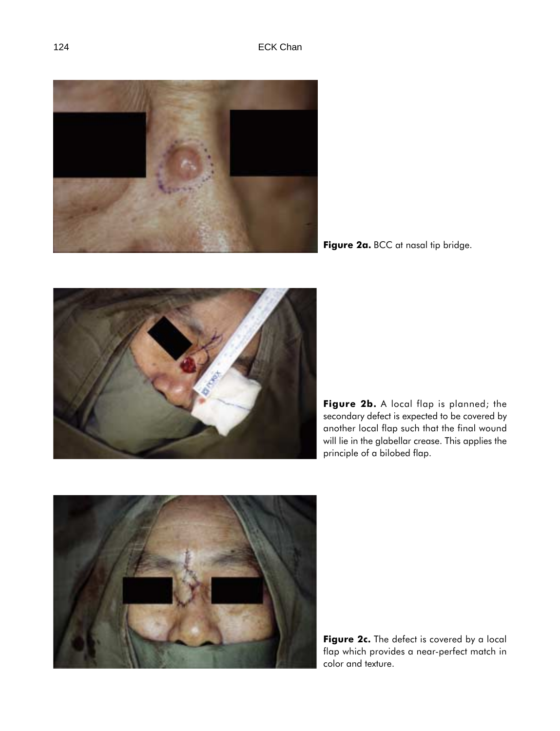**Figure 2a.** BCC at nasal tip bridge.

**Figure 2b.** A local flap is planned; the secondary defect is expected to be covered by another local flap such that the final wound will lie in the glabellar crease. This applies the principle of a bilobed flap.

**Figure 2c.** The defect is covered by a local flap which provides a near-perfect match in color and texture.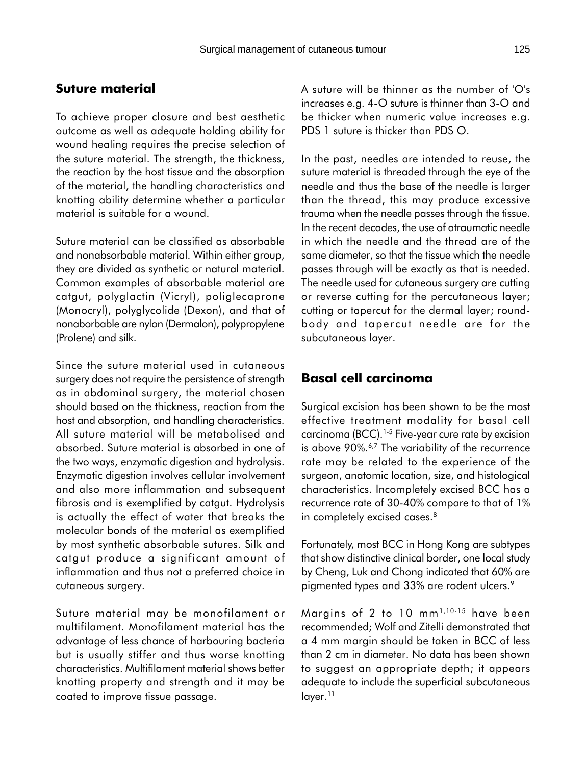## Suture material

To achieve proper closure and best aesthetic outcome as well as adequate holding ability for wound healing requires the precise selection of the suture material. The strength, the thickness, the reaction by the host tissue and the absorption of the material, the handling characteristics and knotting ability determine whether a particular material is suitable for a wound.

Suture material can be classified as absorbable and nonabsorbable material. Within either group, they are divided as synthetic or natural material. Common examples of absorbable material are catgut, polyglactin (Vicryl), poliglecaprone (Monocryl), polyglycolide (Dexon), and that of nonaborbable are nylon (Dermalon), polypropylene (Prolene) and silk.

Since the suture material used in cutaneous surgery does not require the persistence of strength as in abdominal surgery, the material chosen should based on the thickness, reaction from the host and absorption, and handling characteristics. All suture material will be metabolised and absorbed. Suture material is absorbed in one of the two ways, enzymatic digestion and hydrolysis. Enzymatic digestion involves cellular involvement and also more inflammation and subsequent fibrosis and is exemplified by catgut. Hydrolysis is actually the effect of water that breaks the molecular bonds of the material as exemplified by most synthetic absorbable sutures. Silk and catgut produce a significant amount of inflammation and thus not a preferred choice in cutaneous surgery.

Suture material may be monofilament or multifilament. Monofilament material has the advantage of less chance of harbouring bacteria but is usually stiffer and thus worse knotting characteristics. Multifilament material shows better knotting property and strength and it may be coated to improve tissue passage.

A suture will be thinner as the number of 'O's increases e.g. 4-O suture is thinner than 3-O and be thicker when numeric value increases e.g. PDS 1 suture is thicker than PDS O.

In the past, needles are intended to reuse, the suture material is threaded through the eye of the needle and thus the base of the needle is larger than the thread, this may produce excessive trauma when the needle passes through the tissue. In the recent decades, the use of atraumatic needle in which the needle and the thread are of the same diameter, so that the tissue which the needle passes through will be exactly as that is needed. The needle used for cutaneous surgery are cutting or reverse cutting for the percutaneous layer; cutting or tapercut for the dermal layer; round-body and tapercut needle are for the subcutaneous layer.

## Basal cell carcinoma

Surgical excision has been shown to be the most effective treatment modality for basal cell carcinoma (BCC).[1-5] Five-year cure rate by excision is above 90%.[6,7] The variability of the recurrence rate may be related to the experience of the surgeon, anatomic location, size, and histological characteristics. Incompletely excised BCC has a recurrence rate of 30-40% compare to that of 1% in completely excised cases.[8]

Fortunately, most BCC in Hong Kong are subtypes that show distinctive clinical border, one local study by Cheng, Luk and Chong indicated that 60% are pigmented types and 33% are rodent ulcers.[9]

Margins of 2 to 10 mm[1,10-15] have been recommended; Wolf and Zitelli demonstrated that a 4 mm margin should be taken in BCC of less than 2 cm in diameter. No data has been shown to suggest an appropriate depth; it appears adequate to include the superficial subcutaneous layer.[11]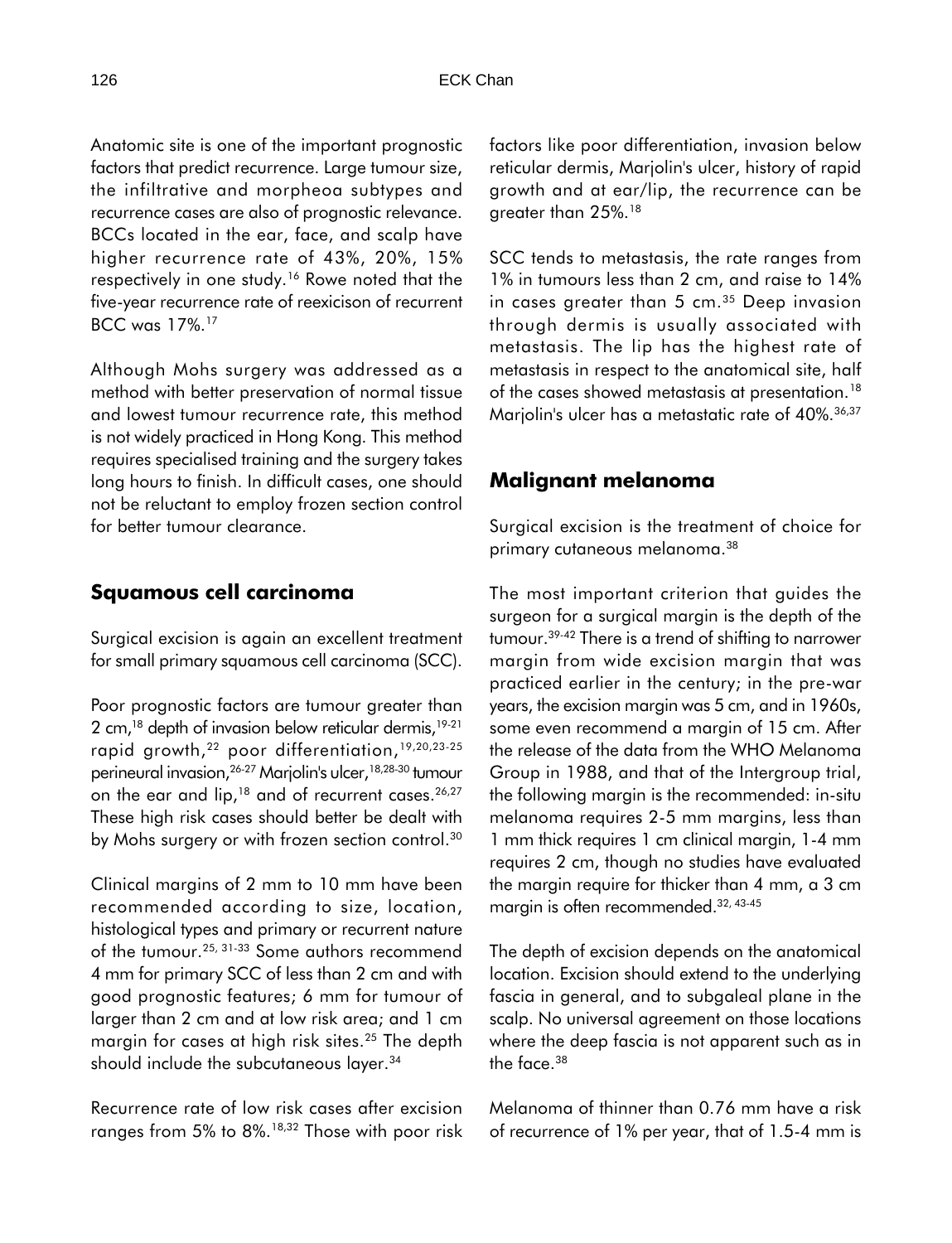Anatomic site is one of the important prognostic factors that predict recurrence. Large tumour size, the infiltrative and morpheoa subtypes and recurrence cases are also of prognostic relevance. BCCs located in the ear, face, and scalp have higher recurrence rate of 43%, 20%, 15% respectively in one study.[16] Rowe noted that the five-year recurrence rate of reexicison of recurrent BCC was 17%.[17]

Although Mohs surgery was addressed as a method with better preservation of normal tissue and lowest tumour recurrence rate, this method is not widely practiced in Hong Kong. This method requires specialised training and the surgery takes long hours to finish. In difficult cases, one should not be reluctant to employ frozen section control for better tumour clearance.

## Squamous cell carcinoma

Surgical excision is again an excellent treatment for small primary squamous cell carcinoma (SCC).

Poor prognostic factors are tumour greater than 2 cm,[18] depth of invasion below reticular dermis,[19-21] rapid growth,[22] poor differentiation,[19,20,23-25] perineural invasion,[26-27] Marjolin's ulcer,[18,28-30] tumour on the ear and lip,[18] and of recurrent cases.[26,27] These high risk cases should better be dealt with by Mohs surgery or with frozen section control.[30]

Clinical margins of 2 mm to 10 mm have been recommended according to size, location, histological types and primary or recurrent nature of the tumour.[25, 31-33] Some authors recommend 4 mm for primary SCC of less than 2 cm and with good prognostic features; 6 mm for tumour of larger than 2 cm and at low risk area; and 1 cm margin for cases at high risk sites.[25] The depth should include the subcutaneous layer.[34]

Recurrence rate of low risk cases after excision ranges from 5% to 8%.[18,32] Those with poor risk factors like poor differentiation, invasion below reticular dermis, Marjolin's ulcer, history of rapid growth and at ear/lip, the recurrence can be greater than 25%.[18]

SCC tends to metastasis, the rate ranges from 1% in tumours less than 2 cm, and raise to 14% in cases greater than 5 cm.[35] Deep invasion through dermis is usually associated with metastasis. The lip has the highest rate of metastasis in respect to the anatomical site, half of the cases showed metastasis at presentation.[18] Marjolin's ulcer has a metastatic rate of 40%.[36,37]

## Malignant melanoma

Surgical excision is the treatment of choice for primary cutaneous melanoma.[38]

The most important criterion that guides the surgeon for a surgical margin is the depth of the tumour.[39-42] There is a trend of shifting to narrower margin from wide excision margin that was practiced earlier in the century; in the pre-war years, the excision margin was 5 cm, and in 1960s, some even recommend a margin of 15 cm. After the release of the data from the WHO Melanoma Group in 1988, and that of the Intergroup trial, the following margin is the recommended: in-situ melanoma requires 2-5 mm margins, less than 1 mm thick requires 1 cm clinical margin, 1-4 mm requires 2 cm, though no studies have evaluated the margin require for thicker than 4 mm, a 3 cm margin is often recommended.[32, 43-45]

The depth of excision depends on the anatomical location. Excision should extend to the underlying fascia in general, and to subgaleal plane in the scalp. No universal agreement on those locations where the deep fascia is not apparent such as in the face.[38]

Melanoma of thinner than 0.76 mm have a risk of recurrence of 1% per year, that of 1.5-4 mm is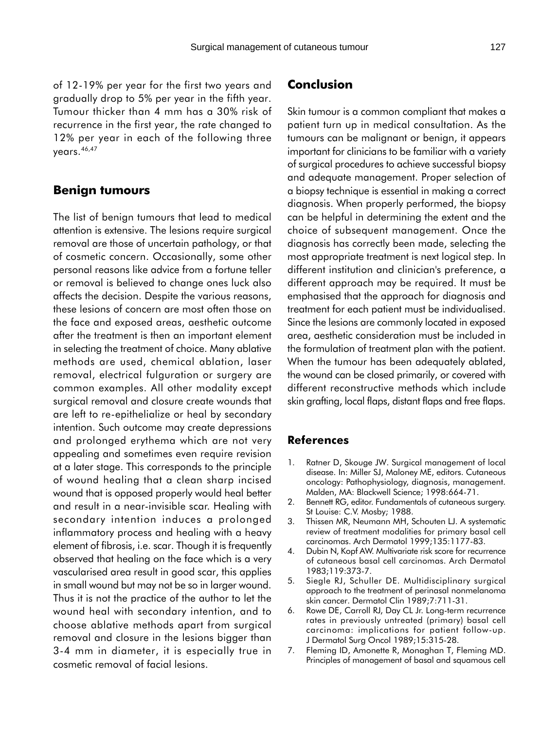of 12-19% per year for the first two years and gradually drop to 5% per year in the fifth year. Tumour thicker than 4 mm has a 30% risk of recurrence in the first year, the rate changed to 12% per year in each of the following three years.[46,47]

## Benign tumours

The list of benign tumours that lead to medical attention is extensive. The lesions require surgical removal are those of uncertain pathology, or that of cosmetic concern. Occasionally, some other personal reasons like advice from a fortune teller or removal is believed to change ones luck also affects the decision. Despite the various reasons, these lesions of concern are most often those on the face and exposed areas, aesthetic outcome after the treatment is then an important element in selecting the treatment of choice. Many ablative methods are used, chemical ablation, laser removal, electrical fulguration or surgery are common examples. All other modality except surgical removal and closure create wounds that are left to re-epithelialize or heal by secondary intention. Such outcome may create depressions and prolonged erythema which are not very appealing and sometimes even require revision at a later stage. This corresponds to the principle of wound healing that a clean sharp incised wound that is opposed properly would heal better and result in a near-invisible scar. Healing with secondary intention induces a prolonged inflammatory process and healing with a heavy element of fibrosis, i.e. scar. Though it is frequently observed that healing on the face which is a very vascularised area result in good scar, this applies in small wound but may not be so in larger wound. Thus it is not the practice of the author to let the wound heal with secondary intention, and to choose ablative methods apart from surgical removal and closure in the lesions bigger than 3-4 mm in diameter, it is especially true in cosmetic removal of facial lesions.

## Conclusion

Skin tumour is a common compliant that makes a patient turn up in medical consultation. As the tumours can be malignant or benign, it appears important for clinicians to be familiar with a variety of surgical procedures to achieve successful biopsy and adequate management. Proper selection of a biopsy technique is essential in making a correct diagnosis. When properly performed, the biopsy can be helpful in determining the extent and the choice of subsequent management. Once the diagnosis has correctly been made, selecting the most appropriate treatment is next logical step. In different institution and clinician's preference, a different approach may be required. It must be emphasised that the approach for diagnosis and treatment for each patient must be individualised. Since the lesions are commonly located in exposed area, aesthetic consideration must be included in the formulation of treatment plan with the patient. When the tumour has been adequately ablated, the wound can be closed primarily, or covered with different reconstructive methods which include skin grafting, local flaps, distant flaps and free flaps.

### References

1. Ratner D, Skouge JW. Surgical management of local disease. In: Miller SJ, Maloney ME, editors. Cutaneous oncology: Pathophysiology, diagnosis, management. Malden, MA: Blackwell Science; 1998:664-71.
2. Bennett RG, editor. Fundamentals of cutaneous surgery. St Louise: C.V. Mosby; 1988.
3. Thissen MR, Neumann MH, Schouten LJ. A systematic review of treatment modalities for primary basal cell carcinomas. Arch Dermatol 1999;135:1177-83.
4. Dubin N, Kopf AW. Multivariate risk score for recurrence of cutaneous basal cell carcinomas. Arch Dermatol 1983;119:373-7.
5. Siegle RJ, Schuller DE. Multidisciplinary surgical approach to the treatment of perinasal nonmelanoma skin cancer. Dermatol Clin 1989;7:711-31.
6. Rowe DE, Carroll RJ, Day CL Jr. Long-term recurrence rates in previously untreated (primary) basal cell carcinoma: implications for patient follow-up. J Dermatol Surg Oncol 1989;15:315-28.
7. Fleming ID, Amonette R, Monaghan T, Fleming MD. Principles of management of basal and squamous cell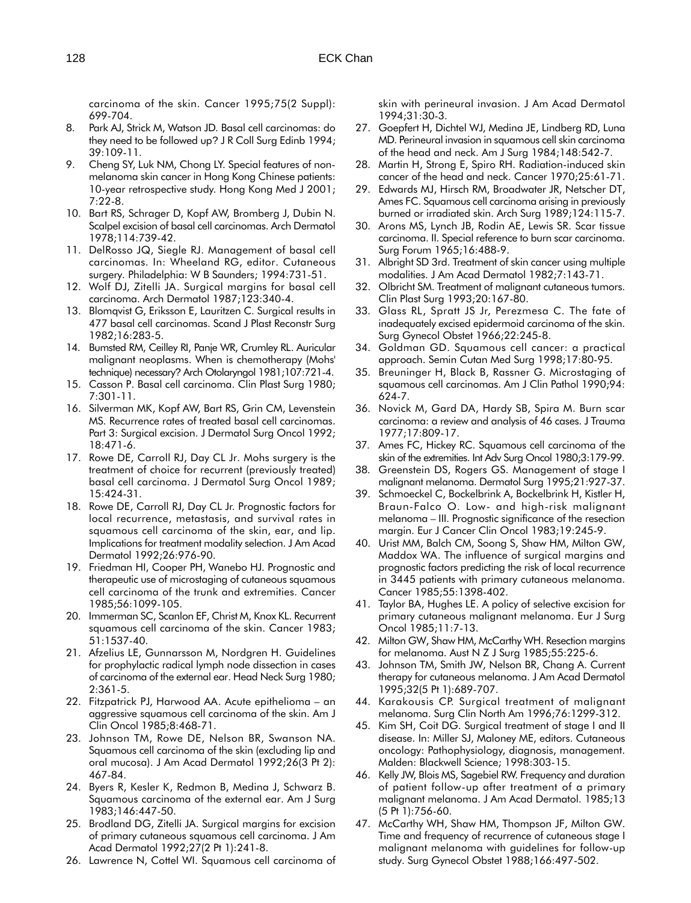carcinoma of the skin. Cancer 1995;75(2 Suppl): 699-704.

8. Park AJ, Strick M, Watson JD. Basal cell carcinomas: do they need to be followed up? J R Coll Surg Edinb 1994; 39:109-11.
9. Cheng SY, Luk NM, Chong LY. Special features of non-melanoma skin cancer in Hong Kong Chinese patients: 10-year retrospective study. Hong Kong Med J 2001; 7:22-8.
10. Bart RS, Schrager D, Kopf AW, Bromberg J, Dubin N. Scalpel excision of basal cell carcinomas. Arch Dermatol 1978;114:739-42.
11. DelRosso JQ, Siegle RJ. Management of basal cell carcinomas. In: Wheeland RG, editor. Cutaneous surgery. Philadelphia: W B Saunders; 1994:731-51.
12. Wolf DJ, Zitelli JA. Surgical margins for basal cell carcinoma. Arch Dermatol 1987;123:340-4.
13. Blomqvist G, Eriksson E, Lauritzen C. Surgical results in 477 basal cell carcinomas. Scand J Plast Reconstr Surg 1982;16:283-5.
14. Bumsted RM, Ceilley RI, Panje WR, Crumley RL. Auricular malignant neoplasms. When is chemotherapy (Mohs' technique) necessary? Arch Otolaryngol 1981;107:721-4.
15. Casson P. Basal cell carcinoma. Clin Plast Surg 1980; 7:301-11.
16. Silverman MK, Kopf AW, Bart RS, Grin CM, Levenstein MS. Recurrence rates of treated basal cell carcinomas. Part 3: Surgical excision. J Dermatol Surg Oncol 1992; 18:471-6.
17. Rowe DE, Carroll RJ, Day CL Jr. Mohs surgery is the treatment of choice for recurrent (previously treated) basal cell carcinoma. J Dermatol Surg Oncol 1989; 15:424-31.
18. Rowe DE, Carroll RJ, Day CL Jr. Prognostic factors for local recurrence, metastasis, and survival rates in squamous cell carcinoma of the skin, ear, and lip. Implications for treatment modality selection. J Am Acad Dermatol 1992;26:976-90.
19. Friedman HI, Cooper PH, Wanebo HJ. Prognostic and therapeutic use of microstaging of cutaneous squamous cell carcinoma of the trunk and extremities. Cancer 1985;56:1099-105.
20. Immerman SC, Scanlon EF, Christ M, Knox KL. Recurrent squamous cell carcinoma of the skin. Cancer 1983; 51:1537-40.
21. Afzelius LE, Gunnarsson M, Nordgren H. Guidelines for prophylactic radical lymph node dissection in cases of carcinoma of the external ear. Head Neck Surg 1980; 2:361-5.
22. Fitzpatrick PJ, Harwood AA. Acute epithelioma – an aggressive squamous cell carcinoma of the skin. Am J Clin Oncol 1985;8:468-71.
23. Johnson TM, Rowe DE, Nelson BR, Swanson NA. Squamous cell carcinoma of the skin (excluding lip and oral mucosa). J Am Acad Dermatol 1992;26(3 Pt 2): 467-84.
24. Byers R, Kesler K, Redmon B, Medina J, Schwarz B. Squamous carcinoma of the external ear. Am J Surg 1983;146:447-50.
25. Brodland DG, Zitelli JA. Surgical margins for excision of primary cutaneous squamous cell carcinoma. J Am Acad Dermatol 1992;27(2 Pt 1):241-8.
26. Lawrence N, Cottel WI. Squamous cell carcinoma of skin with perineural invasion. J Am Acad Dermatol 1994;31:30-3.
27. Goepfert H, Dichtel WJ, Medina JE, Lindberg RD, Luna MD. Perineural invasion in squamous cell skin carcinoma of the head and neck. Am J Surg 1984;148:542-7.
28. Martin H, Strong E, Spiro RH. Radiation-induced skin cancer of the head and neck. Cancer 1970;25:61-71.
29. Edwards MJ, Hirsch RM, Broadwater JR, Netscher DT, Ames FC. Squamous cell carcinoma arising in previously burned or irradiated skin. Arch Surg 1989;124:115-7.
30. Arons MS, Lynch JB, Rodin AE, Lewis SR. Scar tissue carcinoma. II. Special reference to burn scar carcinoma. Surg Forum 1965;16:488-9.
31. Albright SD 3rd. Treatment of skin cancer using multiple modalities. J Am Acad Dermatol 1982;7:143-71.
32. Olbricht SM. Treatment of malignant cutaneous tumors. Clin Plast Surg 1993;20:167-80.
33. Glass RL, Spratt JS Jr, Perezmesa C. The fate of inadequately excised epidermoid carcinoma of the skin. Surg Gynecol Obstet 1966;22:245-8.
34. Goldman GD. Squamous cell cancer: a practical approach. Semin Cutan Med Surg 1998;17:80-95.
35. Breuninger H, Black B, Rassner G. Microstaging of squamous cell carcinomas. Am J Clin Pathol 1990;94: 624-7.
36. Novick M, Gard DA, Hardy SB, Spira M. Burn scar carcinoma: a review and analysis of 46 cases. J Trauma 1977;17:809-17.
37. Ames FC, Hickey RC. Squamous cell carcinoma of the skin of the extremities. Int Adv Surg Oncol 1980;3:179-99.
38. Greenstein DS, Rogers GS. Management of stage I malignant melanoma. Dermatol Surg 1995;21:927-37.
39. Schmoeckel C, Bockelbrink A, Bockelbrink H, Kistler H, Braun-Falco O. Low- and high-risk malignant melanoma – III. Prognostic significance of the resection margin. Eur J Cancer Clin Oncol 1983;19:245-9.
40. Urist MM, Balch CM, Soong S, Shaw HM, Milton GW, Maddox WA. The influence of surgical margins and prognostic factors predicting the risk of local recurrence in 3445 patients with primary cutaneous melanoma. Cancer 1985;55:1398-402.
41. Taylor BA, Hughes LE. A policy of selective excision for primary cutaneous malignant melanoma. Eur J Surg Oncol 1985;11:7-13.
42. Milton GW, Shaw HM, McCarthy WH. Resection margins for melanoma. Aust N Z J Surg 1985;55:225-6.
43. Johnson TM, Smith JW, Nelson BR, Chang A. Current therapy for cutaneous melanoma. J Am Acad Dermatol 1995;32(5 Pt 1):689-707.
44. Karakousis CP. Surgical treatment of malignant melanoma. Surg Clin North Am 1996;76:1299-312.
45. Kim SH, Coit DG. Surgical treatment of stage I and II disease. In: Miller SJ, Maloney ME, editors. Cutaneous oncology: Pathophysiology, diagnosis, management. Malden: Blackwell Science; 1998:303-15.
46. Kelly JW, Blois MS, Sagebiel RW. Frequency and duration of patient follow-up after treatment of a primary malignant melanoma. J Am Acad Dermatol. 1985;13 (5 Pt 1):756-60.
47. McCarthy WH, Shaw HM, Thompson JF, Milton GW. Time and frequency of recurrence of cutaneous stage I malignant melanoma with guidelines for follow-up study. Surg Gynecol Obstet 1988;166:497-502.